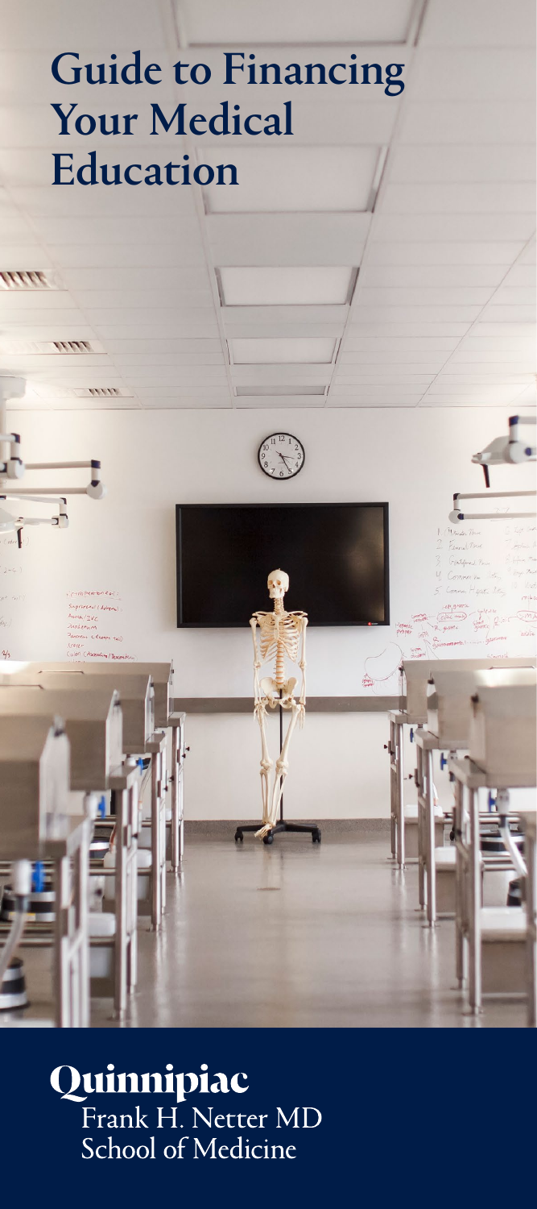# Guide to Financing Your Medical Education

Quinnipiac
Frank H. Netter MD
School of Medicine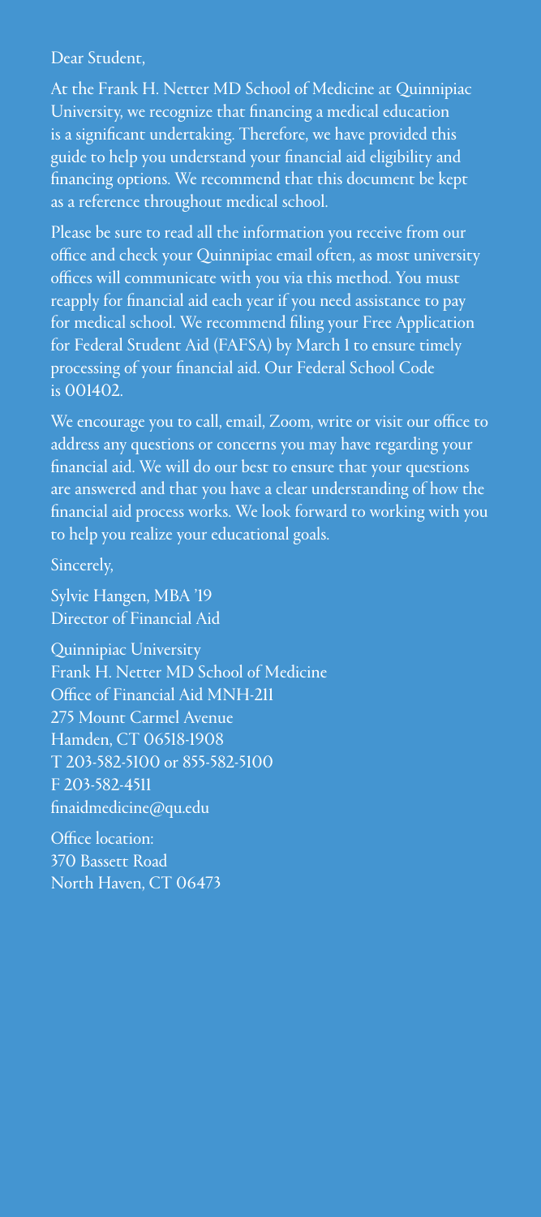Dear Student,

At the Frank H. Netter MD School of Medicine at Quinnipiac University, we recognize that financing a medical education is a significant undertaking. Therefore, we have provided this guide to help you understand your financial aid eligibility and financing options. We recommend that this document be kept as a reference throughout medical school.

Please be sure to read all the information you receive from our office and check your Quinnipiac email often, as most university offices will communicate with you via this method. You must reapply for financial aid each year if you need assistance to pay for medical school. We recommend filing your Free Application for Federal Student Aid (FAFSA) by March 1 to ensure timely processing of your financial aid. Our Federal School Code is 001402.

We encourage you to call, email, Zoom, write or visit our office to address any questions or concerns you may have regarding your financial aid. We will do our best to ensure that your questions are answered and that you have a clear understanding of how the financial aid process works. We look forward to working with you to help you realize your educational goals.

Sincerely,

Sylvie Hangen, MBA '19
Director of Financial Aid

Quinnipiac University
Frank H. Netter MD School of Medicine
Office of Financial Aid MNH-211
275 Mount Carmel Avenue
Hamden, CT 06518-1908
T 203-582-5100 or 855-582-5100
F 203-582-4511
finaidmedicine@qu.edu

Office location:
370 Bassett Road
North Haven, CT 06473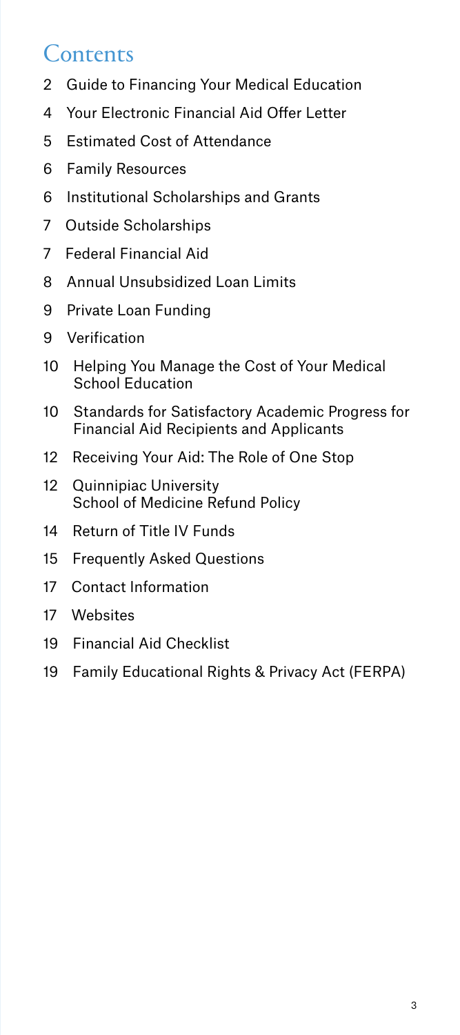# Contents

2 Guide to Financing Your Medical Education

4 Your Electronic Financial Aid Offer Letter

5 Estimated Cost of Attendance

6 Family Resources

6 Institutional Scholarships and Grants

7 Outside Scholarships

7 Federal Financial Aid

8 Annual Unsubsidized Loan Limits

9 Private Loan Funding

9 Verification

10 Helping You Manage the Cost of Your Medical School Education

10 Standards for Satisfactory Academic Progress for Financial Aid Recipients and Applicants

12 Receiving Your Aid: The Role of One Stop

12 Quinnipiac University School of Medicine Refund Policy

14 Return of Title IV Funds

15 Frequently Asked Questions

17 Contact Information

17 Websites

19 Financial Aid Checklist

19 Family Educational Rights & Privacy Act (FERPA)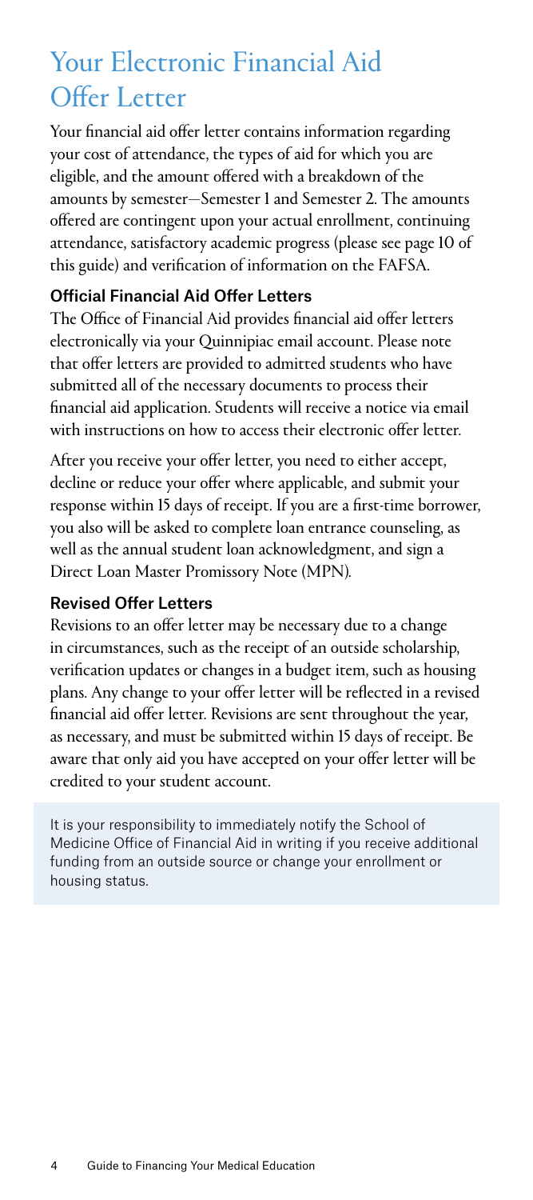# Your Electronic Financial Aid Offer Letter

Your financial aid offer letter contains information regarding your cost of attendance, the types of aid for which you are eligible, and the amount offered with a breakdown of the amounts by semester—Semester 1 and Semester 2. The amounts offered are contingent upon your actual enrollment, continuing attendance, satisfactory academic progress (please see page 10 of this guide) and verification of information on the FAFSA.

### Official Financial Aid Offer Letters

The Office of Financial Aid provides financial aid offer letters electronically via your Quinnipiac email account. Please note that offer letters are provided to admitted students who have submitted all of the necessary documents to process their financial aid application. Students will receive a notice via email with instructions on how to access their electronic offer letter.

After you receive your offer letter, you need to either accept, decline or reduce your offer where applicable, and submit your response within 15 days of receipt. If you are a first-time borrower, you also will be asked to complete loan entrance counseling, as well as the annual student loan acknowledgment, and sign a Direct Loan Master Promissory Note (MPN).

### Revised Offer Letters

Revisions to an offer letter may be necessary due to a change in circumstances, such as the receipt of an outside scholarship, verification updates or changes in a budget item, such as housing plans. Any change to your offer letter will be reflected in a revised financial aid offer letter. Revisions are sent throughout the year, as necessary, and must be submitted within 15 days of receipt. Be aware that only aid you have accepted on your offer letter will be credited to your student account.

It is your responsibility to immediately notify the School of Medicine Office of Financial Aid in writing if you receive additional funding from an outside source or change your enrollment or housing status.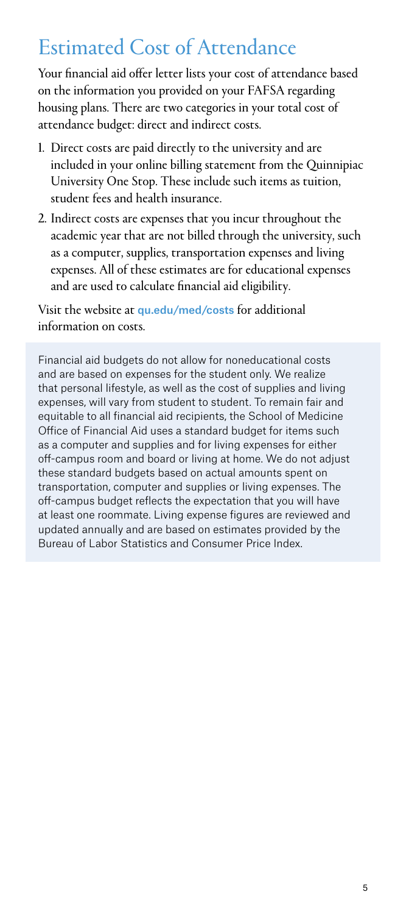# Estimated Cost of Attendance

Your financial aid offer letter lists your cost of attendance based on the information you provided on your FAFSA regarding housing plans. There are two categories in your total cost of attendance budget: direct and indirect costs.

1. Direct costs are paid directly to the university and are included in your online billing statement from the Quinnipiac University One Stop. These include such items as tuition, student fees and health insurance.
2. Indirect costs are expenses that you incur throughout the academic year that are not billed through the university, such as a computer, supplies, transportation expenses and living expenses. All of these estimates are for educational expenses and are used to calculate financial aid eligibility.

Visit the website at **qu.edu/med/costs** for additional information on costs.

Financial aid budgets do not allow for noneducational costs and are based on expenses for the student only. We realize that personal lifestyle, as well as the cost of supplies and living expenses, will vary from student to student. To remain fair and equitable to all financial aid recipients, the School of Medicine Office of Financial Aid uses a standard budget for items such as a computer and supplies and for living expenses for either off-campus room and board or living at home. We do not adjust these standard budgets based on actual amounts spent on transportation, computer and supplies or living expenses. The off-campus budget reflects the expectation that you will have at least one roommate. Living expense figures are reviewed and updated annually and are based on estimates provided by the Bureau of Labor Statistics and Consumer Price Index.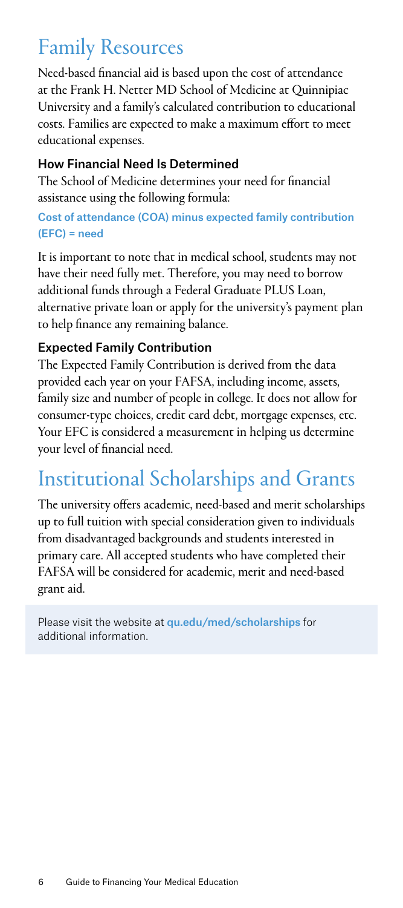# Family Resources

Need-based financial aid is based upon the cost of attendance at the Frank H. Netter MD School of Medicine at Quinnipiac University and a family's calculated contribution to educational costs. Families are expected to make a maximum effort to meet educational expenses.

### How Financial Need Is Determined

The School of Medicine determines your need for financial assistance using the following formula:

**Cost of attendance (COA) minus expected family contribution (EFC) = need**

It is important to note that in medical school, students may not have their need fully met. Therefore, you may need to borrow additional funds through a Federal Graduate PLUS Loan, alternative private loan or apply for the university's payment plan to help finance any remaining balance.

### Expected Family Contribution

The Expected Family Contribution is derived from the data provided each year on your FAFSA, including income, assets, family size and number of people in college. It does not allow for consumer-type choices, credit card debt, mortgage expenses, etc. Your EFC is considered a measurement in helping us determine your level of financial need.

# Institutional Scholarships and Grants

The university offers academic, need-based and merit scholarships up to full tuition with special consideration given to individuals from disadvantaged backgrounds and students interested in primary care. All accepted students who have completed their FAFSA will be considered for academic, merit and need-based grant aid.

Please visit the website at **qu.edu/med/scholarships** for additional information.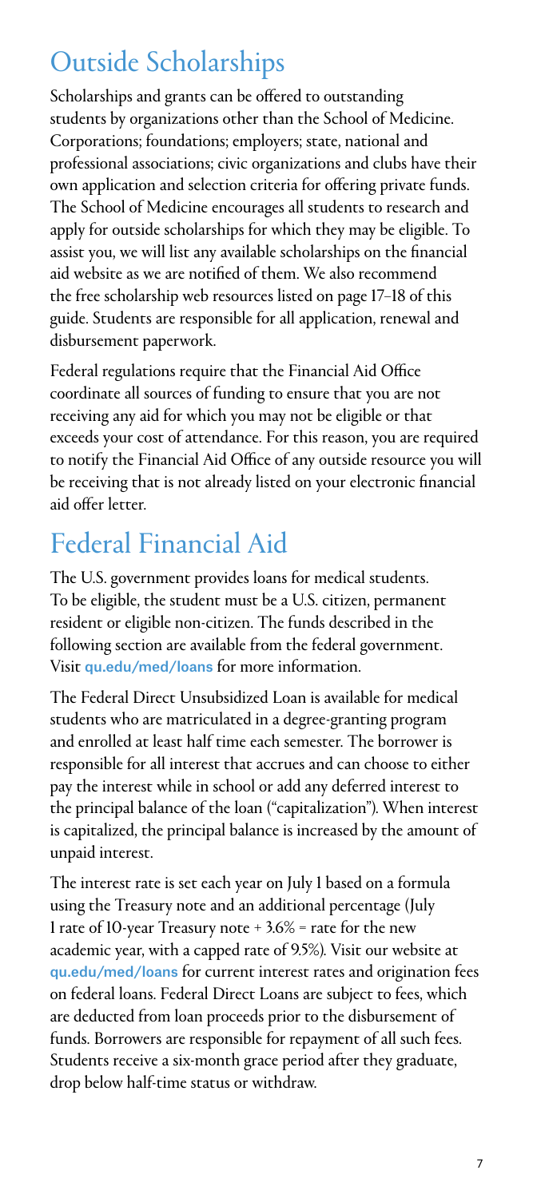## Outside Scholarships

Scholarships and grants can be offered to outstanding students by organizations other than the School of Medicine. Corporations; foundations; employers; state, national and professional associations; civic organizations and clubs have their own application and selection criteria for offering private funds. The School of Medicine encourages all students to research and apply for outside scholarships for which they may be eligible. To assist you, we will list any available scholarships on the financial aid website as we are notified of them. We also recommend the free scholarship web resources listed on page 17–18 of this guide. Students are responsible for all application, renewal and disbursement paperwork.

Federal regulations require that the Financial Aid Office coordinate all sources of funding to ensure that you are not receiving any aid for which you may not be eligible or that exceeds your cost of attendance. For this reason, you are required to notify the Financial Aid Office of any outside resource you will be receiving that is not already listed on your electronic financial aid offer letter.

## Federal Financial Aid

The U.S. government provides loans for medical students. To be eligible, the student must be a U.S. citizen, permanent resident or eligible non-citizen. The funds described in the following section are available from the federal government. Visit **qu.edu/med/loans** for more information.

The Federal Direct Unsubsidized Loan is available for medical students who are matriculated in a degree-granting program and enrolled at least half time each semester. The borrower is responsible for all interest that accrues and can choose to either pay the interest while in school or add any deferred interest to the principal balance of the loan ("capitalization"). When interest is capitalized, the principal balance is increased by the amount of unpaid interest.

The interest rate is set each year on July 1 based on a formula using the Treasury note and an additional percentage (July 1 rate of 10-year Treasury note + 3.6% = rate for the new academic year, with a capped rate of 9.5%). Visit our website at **qu.edu/med/loans** for current interest rates and origination fees on federal loans. Federal Direct Loans are subject to fees, which are deducted from loan proceeds prior to the disbursement of funds. Borrowers are responsible for repayment of all such fees. Students receive a six-month grace period after they graduate, drop below half-time status or withdraw.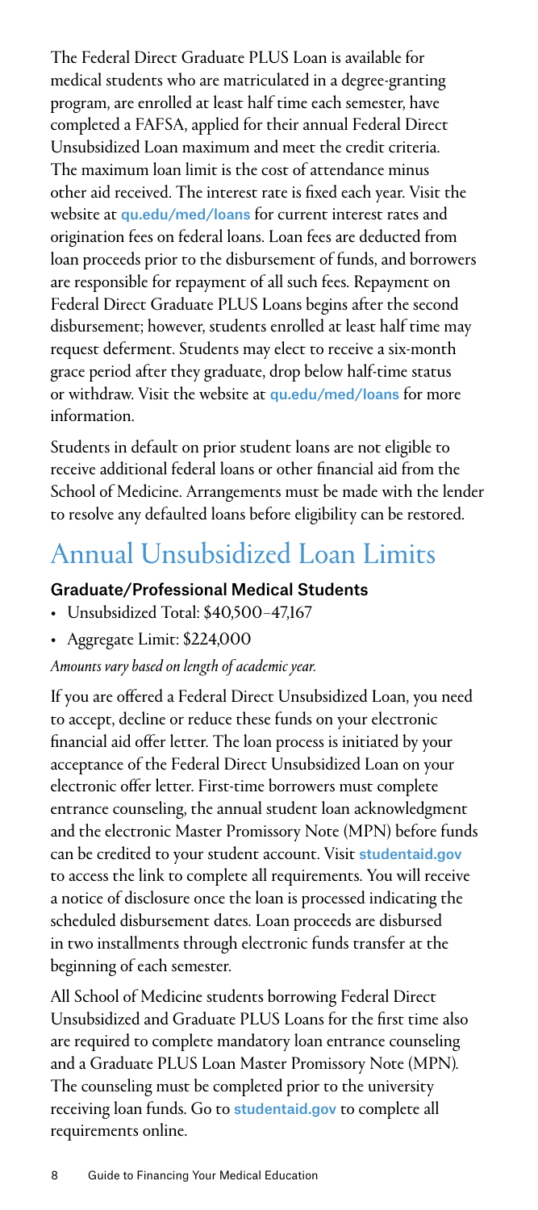The Federal Direct Graduate PLUS Loan is available for medical students who are matriculated in a degree-granting program, are enrolled at least half time each semester, have completed a FAFSA, applied for their annual Federal Direct Unsubsidized Loan maximum and meet the credit criteria. The maximum loan limit is the cost of attendance minus other aid received. The interest rate is fixed each year. Visit the website at **qu.edu/med/loans** for current interest rates and origination fees on federal loans. Loan fees are deducted from loan proceeds prior to the disbursement of funds, and borrowers are responsible for repayment of all such fees. Repayment on Federal Direct Graduate PLUS Loans begins after the second disbursement; however, students enrolled at least half time may request deferment. Students may elect to receive a six-month grace period after they graduate, drop below half-time status or withdraw. Visit the website at **qu.edu/med/loans** for more information.

Students in default on prior student loans are not eligible to receive additional federal loans or other financial aid from the School of Medicine. Arrangements must be made with the lender to resolve any defaulted loans before eligibility can be restored.

# Annual Unsubsidized Loan Limits

### Graduate/Professional Medical Students

- Unsubsidized Total: $40,500–47,167
- Aggregate Limit: $224,000

*Amounts vary based on length of academic year.*

If you are offered a Federal Direct Unsubsidized Loan, you need to accept, decline or reduce these funds on your electronic financial aid offer letter. The loan process is initiated by your acceptance of the Federal Direct Unsubsidized Loan on your electronic offer letter. First-time borrowers must complete entrance counseling, the annual student loan acknowledgment and the electronic Master Promissory Note (MPN) before funds can be credited to your student account. Visit **studentaid.gov** to access the link to complete all requirements. You will receive a notice of disclosure once the loan is processed indicating the scheduled disbursement dates. Loan proceeds are disbursed in two installments through electronic funds transfer at the beginning of each semester.

All School of Medicine students borrowing Federal Direct Unsubsidized and Graduate PLUS Loans for the first time also are required to complete mandatory loan entrance counseling and a Graduate PLUS Loan Master Promissory Note (MPN). The counseling must be completed prior to the university receiving loan funds. Go to **studentaid.gov** to complete all requirements online.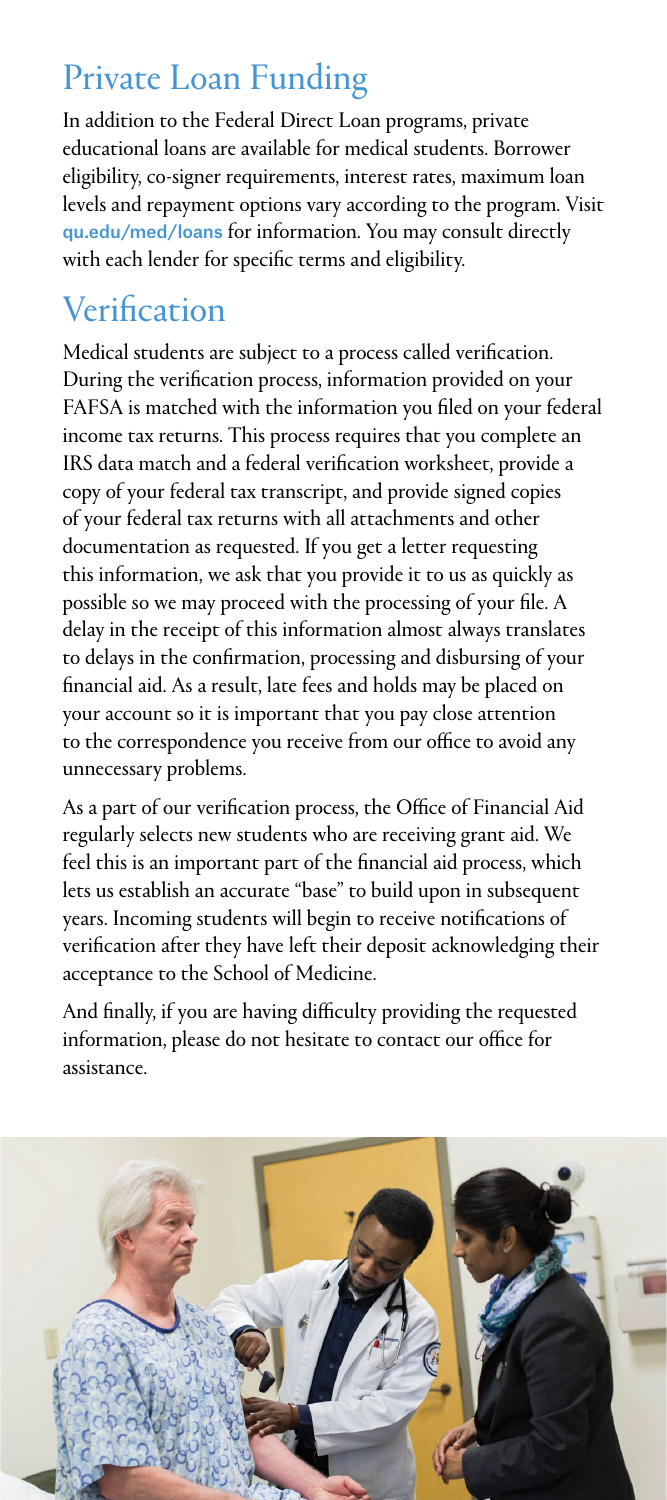## Private Loan Funding

In addition to the Federal Direct Loan programs, private educational loans are available for medical students. Borrower eligibility, co-signer requirements, interest rates, maximum loan levels and repayment options vary according to the program. Visit **qu.edu/med/loans** for information. You may consult directly with each lender for specific terms and eligibility.

## Verification

Medical students are subject to a process called verification. During the verification process, information provided on your FAFSA is matched with the information you filed on your federal income tax returns. This process requires that you complete an IRS data match and a federal verification worksheet, provide a copy of your federal tax transcript, and provide signed copies of your federal tax returns with all attachments and other documentation as requested. If you get a letter requesting this information, we ask that you provide it to us as quickly as possible so we may proceed with the processing of your file. A delay in the receipt of this information almost always translates to delays in the confirmation, processing and disbursing of your financial aid. As a result, late fees and holds may be placed on your account so it is important that you pay close attention to the correspondence you receive from our office to avoid any unnecessary problems.

As a part of our verification process, the Office of Financial Aid regularly selects new students who are receiving grant aid. We feel this is an important part of the financial aid process, which lets us establish an accurate "base" to build upon in subsequent years. Incoming students will begin to receive notifications of verification after they have left their deposit acknowledging their acceptance to the School of Medicine.

And finally, if you are having difficulty providing the requested information, please do not hesitate to contact our office for assistance.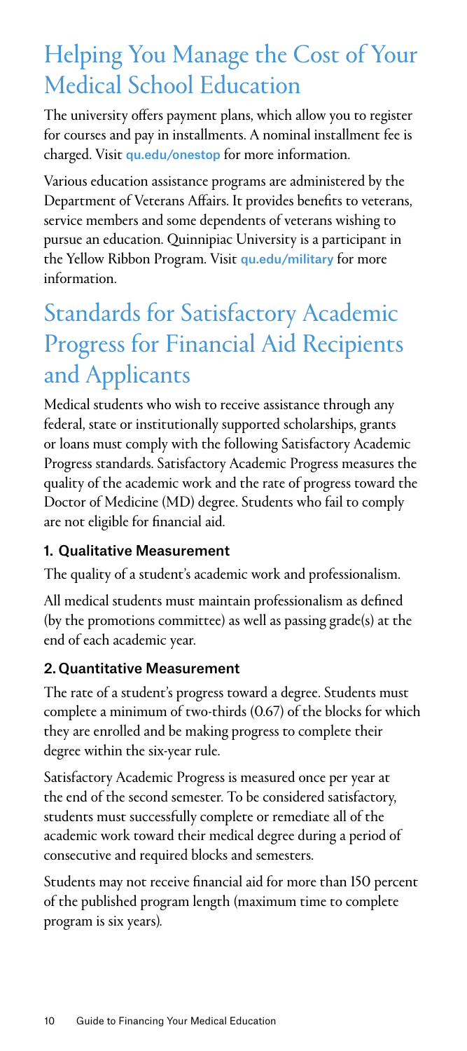## Helping You Manage the Cost of Your Medical School Education

The university offers payment plans, which allow you to register for courses and pay in installments. A nominal installment fee is charged. Visit **qu.edu/onestop** for more information.

Various education assistance programs are administered by the Department of Veterans Affairs. It provides benefits to veterans, service members and some dependents of veterans wishing to pursue an education. Quinnipiac University is a participant in the Yellow Ribbon Program. Visit **qu.edu/military** for more information.

## Standards for Satisfactory Academic Progress for Financial Aid Recipients and Applicants

Medical students who wish to receive assistance through any federal, state or institutionally supported scholarships, grants or loans must comply with the following Satisfactory Academic Progress standards. Satisfactory Academic Progress measures the quality of the academic work and the rate of progress toward the Doctor of Medicine (MD) degree. Students who fail to comply are not eligible for financial aid.

### 1. Qualitative Measurement

The quality of a student's academic work and professionalism.

All medical students must maintain professionalism as defined (by the promotions committee) as well as passing grade(s) at the end of each academic year.

### 2. Quantitative Measurement

The rate of a student's progress toward a degree. Students must complete a minimum of two-thirds (0.67) of the blocks for which they are enrolled and be making progress to complete their degree within the six-year rule.

Satisfactory Academic Progress is measured once per year at the end of the second semester. To be considered satisfactory, students must successfully complete or remediate all of the academic work toward their medical degree during a period of consecutive and required blocks and semesters.

Students may not receive financial aid for more than 150 percent of the published program length (maximum time to complete program is six years).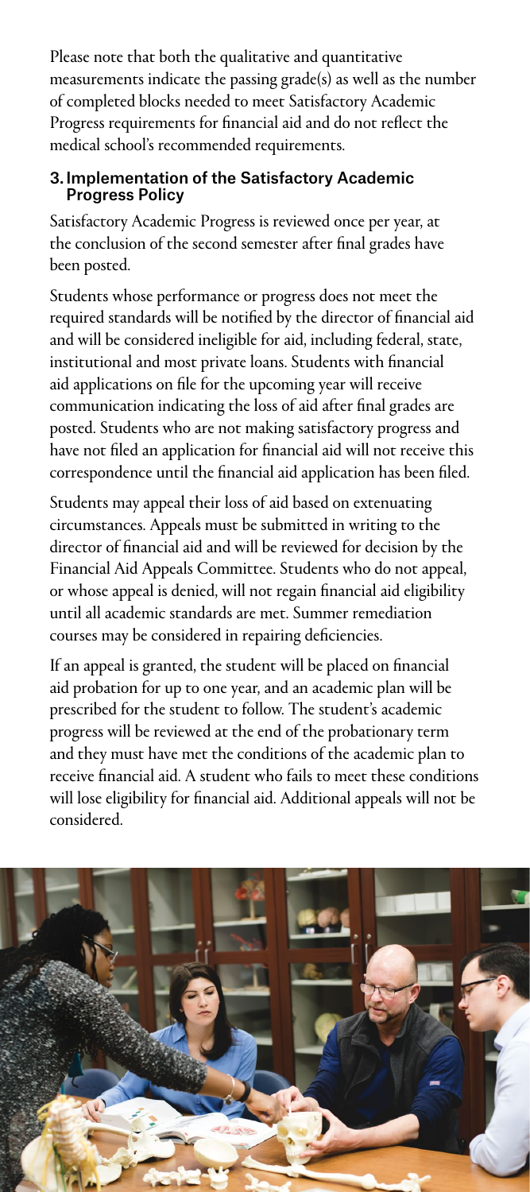Please note that both the qualitative and quantitative measurements indicate the passing grade(s) as well as the number of completed blocks needed to meet Satisfactory Academic Progress requirements for financial aid and do not reflect the medical school's recommended requirements.

### 3. Implementation of the Satisfactory Academic Progress Policy

Satisfactory Academic Progress is reviewed once per year, at the conclusion of the second semester after final grades have been posted.

Students whose performance or progress does not meet the required standards will be notified by the director of financial aid and will be considered ineligible for aid, including federal, state, institutional and most private loans. Students with financial aid applications on file for the upcoming year will receive communication indicating the loss of aid after final grades are posted. Students who are not making satisfactory progress and have not filed an application for financial aid will not receive this correspondence until the financial aid application has been filed.

Students may appeal their loss of aid based on extenuating circumstances. Appeals must be submitted in writing to the director of financial aid and will be reviewed for decision by the Financial Aid Appeals Committee. Students who do not appeal, or whose appeal is denied, will not regain financial aid eligibility until all academic standards are met. Summer remediation courses may be considered in repairing deficiencies.

If an appeal is granted, the student will be placed on financial aid probation for up to one year, and an academic plan will be prescribed for the student to follow. The student's academic progress will be reviewed at the end of the probationary term and they must have met the conditions of the academic plan to receive financial aid. A student who fails to meet these conditions will lose eligibility for financial aid. Additional appeals will not be considered.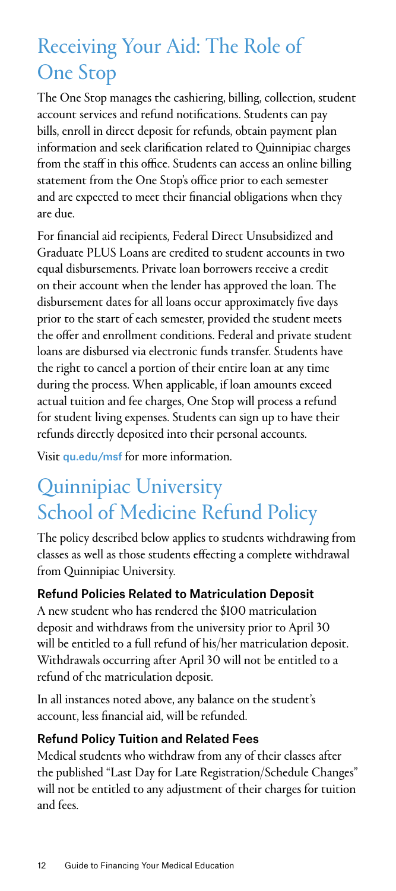## Receiving Your Aid: The Role of One Stop

The One Stop manages the cashiering, billing, collection, student account services and refund notifications. Students can pay bills, enroll in direct deposit for refunds, obtain payment plan information and seek clarification related to Quinnipiac charges from the staff in this office. Students can access an online billing statement from the One Stop's office prior to each semester and are expected to meet their financial obligations when they are due.

For financial aid recipients, Federal Direct Unsubsidized and Graduate PLUS Loans are credited to student accounts in two equal disbursements. Private loan borrowers receive a credit on their account when the lender has approved the loan. The disbursement dates for all loans occur approximately five days prior to the start of each semester, provided the student meets the offer and enrollment conditions. Federal and private student loans are disbursed via electronic funds transfer. Students have the right to cancel a portion of their entire loan at any time during the process. When applicable, if loan amounts exceed actual tuition and fee charges, One Stop will process a refund for student living expenses. Students can sign up to have their refunds directly deposited into their personal accounts.

Visit **qu.edu/msf** for more information.

## Quinnipiac University School of Medicine Refund Policy

The policy described below applies to students withdrawing from classes as well as those students effecting a complete withdrawal from Quinnipiac University.

### Refund Policies Related to Matriculation Deposit

A new student who has rendered the $100 matriculation deposit and withdraws from the university prior to April 30 will be entitled to a full refund of his/her matriculation deposit. Withdrawals occurring after April 30 will not be entitled to a refund of the matriculation deposit.

In all instances noted above, any balance on the student's account, less financial aid, will be refunded.

### Refund Policy Tuition and Related Fees

Medical students who withdraw from any of their classes after the published "Last Day for Late Registration/Schedule Changes" will not be entitled to any adjustment of their charges for tuition and fees.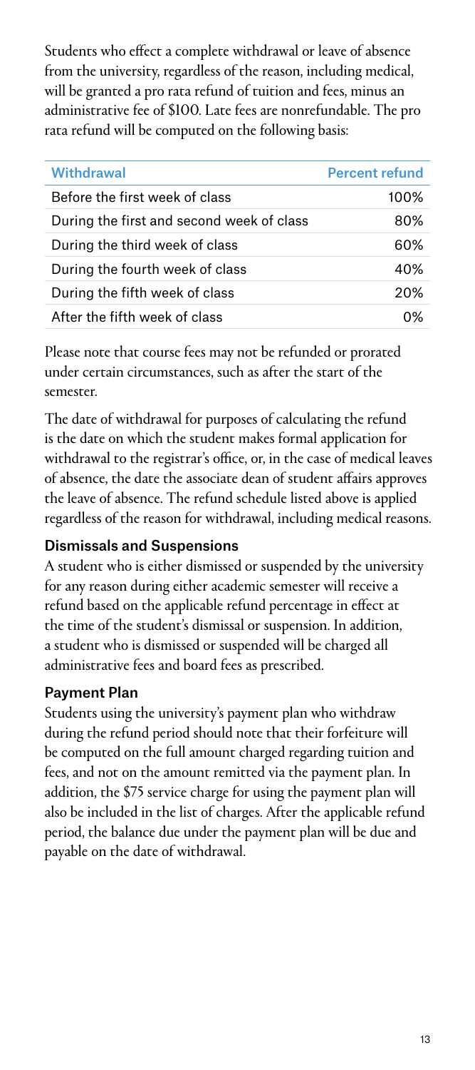Students who effect a complete withdrawal or leave of absence from the university, regardless of the reason, including medical, will be granted a pro rata refund of tuition and fees, minus an administrative fee of $100. Late fees are nonrefundable. The pro rata refund will be computed on the following basis:

| Withdrawal | Percent refund |
|---|---|
| Before the first week of class | 100% |
| During the first and second week of class | 80% |
| During the third week of class | 60% |
| During the fourth week of class | 40% |
| During the fifth week of class | 20% |
| After the fifth week of class | 0% |

Please note that course fees may not be refunded or prorated under certain circumstances, such as after the start of the semester.

The date of withdrawal for purposes of calculating the refund is the date on which the student makes formal application for withdrawal to the registrar's office, or, in the case of medical leaves of absence, the date the associate dean of student affairs approves the leave of absence. The refund schedule listed above is applied regardless of the reason for withdrawal, including medical reasons.

### Dismissals and Suspensions

A student who is either dismissed or suspended by the university for any reason during either academic semester will receive a refund based on the applicable refund percentage in effect at the time of the student's dismissal or suspension. In addition, a student who is dismissed or suspended will be charged all administrative fees and board fees as prescribed.

### Payment Plan

Students using the university's payment plan who withdraw during the refund period should note that their forfeiture will be computed on the full amount charged regarding tuition and fees, and not on the amount remitted via the payment plan. In addition, the $75 service charge for using the payment plan will also be included in the list of charges. After the applicable refund period, the balance due under the payment plan will be due and payable on the date of withdrawal.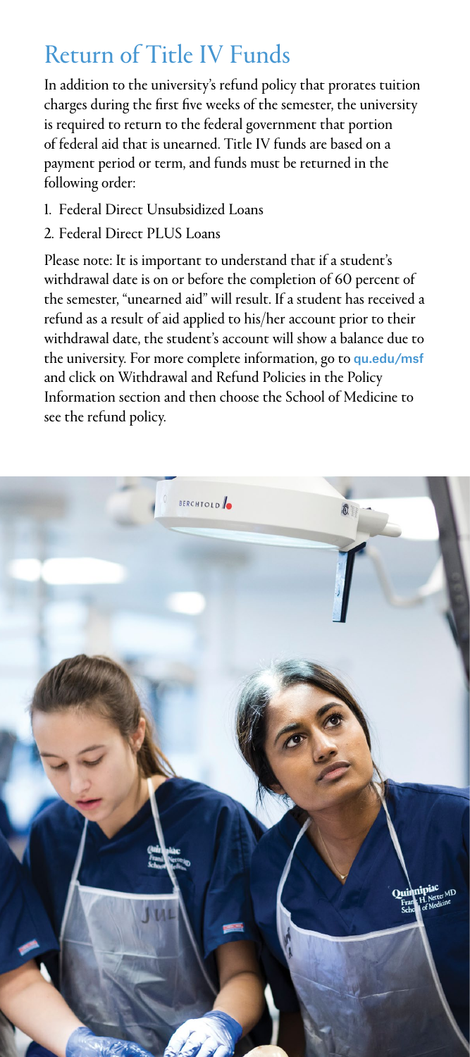## Return of Title IV Funds

In addition to the university's refund policy that prorates tuition charges during the first five weeks of the semester, the university is required to return to the federal government that portion of federal aid that is unearned. Title IV funds are based on a payment period or term, and funds must be returned in the following order:

1. Federal Direct Unsubsidized Loans
2. Federal Direct PLUS Loans

Please note: It is important to understand that if a student's withdrawal date is on or before the completion of 60 percent of the semester, "unearned aid" will result. If a student has received a refund as a result of aid applied to his/her account prior to their withdrawal date, the student's account will show a balance due to the university. For more complete information, go to qu.edu/msf and click on Withdrawal and Refund Policies in the Policy Information section and then choose the School of Medicine to see the refund policy.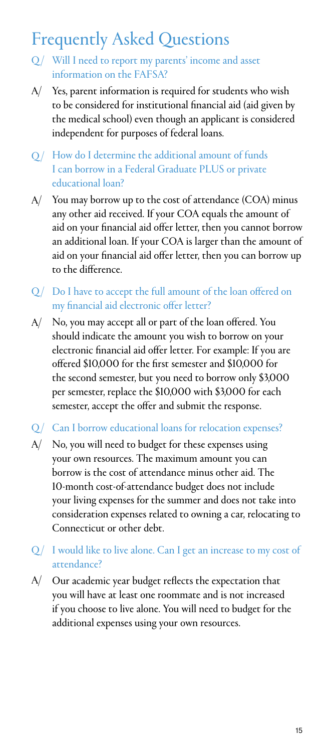# Frequently Asked Questions

Q/ Will I need to report my parents' income and asset information on the FAFSA?

A/ Yes, parent information is required for students who wish to be considered for institutional financial aid (aid given by the medical school) even though an applicant is considered independent for purposes of federal loans.

Q/ How do I determine the additional amount of funds I can borrow in a Federal Graduate PLUS or private educational loan?

A/ You may borrow up to the cost of attendance (COA) minus any other aid received. If your COA equals the amount of aid on your financial aid offer letter, then you cannot borrow an additional loan. If your COA is larger than the amount of aid on your financial aid offer letter, then you can borrow up to the difference.

Q/ Do I have to accept the full amount of the loan offered on my financial aid electronic offer letter?

A/ No, you may accept all or part of the loan offered. You should indicate the amount you wish to borrow on your electronic financial aid offer letter. For example: If you are offered $10,000 for the first semester and $10,000 for the second semester, but you need to borrow only $3,000 per semester, replace the $10,000 with $3,000 for each semester, accept the offer and submit the response.

Q/ Can I borrow educational loans for relocation expenses?

A/ No, you will need to budget for these expenses using your own resources. The maximum amount you can borrow is the cost of attendance minus other aid. The 10-month cost-of-attendance budget does not include your living expenses for the summer and does not take into consideration expenses related to owning a car, relocating to Connecticut or other debt.

Q/ I would like to live alone. Can I get an increase to my cost of attendance?

A/ Our academic year budget reflects the expectation that you will have at least one roommate and is not increased if you choose to live alone. You will need to budget for the additional expenses using your own resources.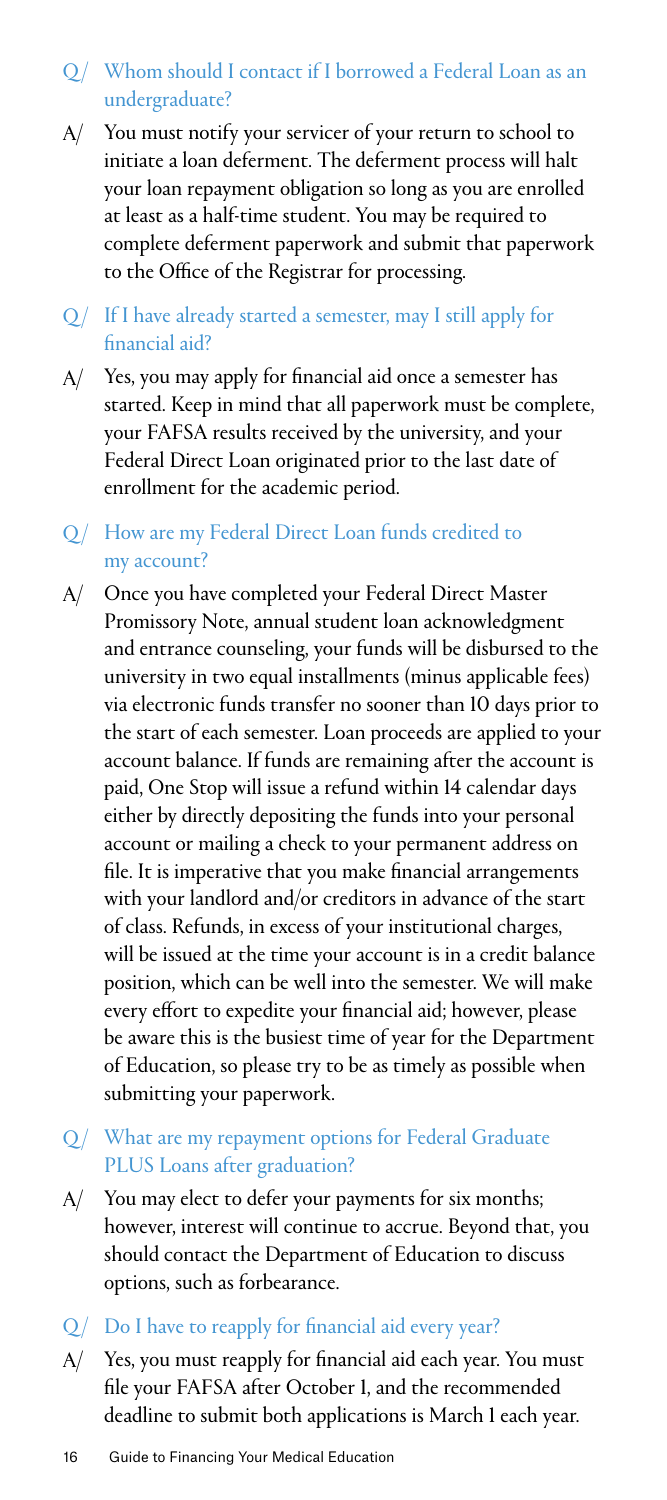**Q/** Whom should I contact if I borrowed a Federal Loan as an undergraduate?

**A/** You must notify your servicer of your return to school to initiate a loan deferment. The deferment process will halt your loan repayment obligation so long as you are enrolled at least as a half-time student. You may be required to complete deferment paperwork and submit that paperwork to the Office of the Registrar for processing.

**Q/** If I have already started a semester, may I still apply for financial aid?

**A/** Yes, you may apply for financial aid once a semester has started. Keep in mind that all paperwork must be complete, your FAFSA results received by the university, and your Federal Direct Loan originated prior to the last date of enrollment for the academic period.

**Q/** How are my Federal Direct Loan funds credited to my account?

**A/** Once you have completed your Federal Direct Master Promissory Note, annual student loan acknowledgment and entrance counseling, your funds will be disbursed to the university in two equal installments (minus applicable fees) via electronic funds transfer no sooner than 10 days prior to the start of each semester. Loan proceeds are applied to your account balance. If funds are remaining after the account is paid, One Stop will issue a refund within 14 calendar days either by directly depositing the funds into your personal account or mailing a check to your permanent address on file. It is imperative that you make financial arrangements with your landlord and/or creditors in advance of the start of class. Refunds, in excess of your institutional charges, will be issued at the time your account is in a credit balance position, which can be well into the semester. We will make every effort to expedite your financial aid; however, please be aware this is the busiest time of year for the Department of Education, so please try to be as timely as possible when submitting your paperwork.

**Q/** What are my repayment options for Federal Graduate PLUS Loans after graduation?

**A/** You may elect to defer your payments for six months; however, interest will continue to accrue. Beyond that, you should contact the Department of Education to discuss options, such as forbearance.

**Q/** Do I have to reapply for financial aid every year?

**A/** Yes, you must reapply for financial aid each year. You must file your FAFSA after October 1, and the recommended deadline to submit both applications is March 1 each year.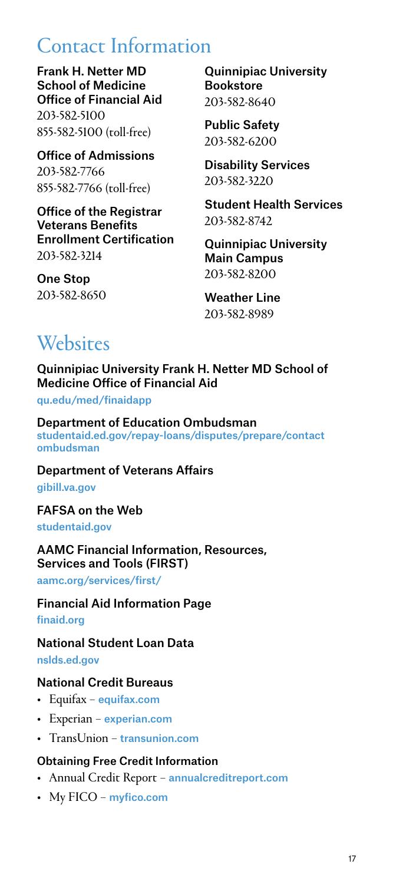# Contact Information

**Frank H. Netter MD School of Medicine Office of Financial Aid**
203-582-5100
855-582-5100 (toll-free)

**Office of Admissions**
203-582-7766
855-582-7766 (toll-free)

**Office of the Registrar Veterans Benefits Enrollment Certification**
203-582-3214

**One Stop**
203-582-8650

**Quinnipiac University Bookstore**
203-582-8640

**Public Safety**
203-582-6200

**Disability Services**
203-582-3220

**Student Health Services**
203-582-8742

**Quinnipiac University Main Campus**
203-582-8200

**Weather Line**
203-582-8989

# Websites

**Quinnipiac University Frank H. Netter MD School of Medicine Office of Financial Aid**
qu.edu/med/finaidapp

**Department of Education Ombudsman**
studentaid.ed.gov/repay-loans/disputes/prepare/contact ombudsman

**Department of Veterans Affairs**
gibill.va.gov

**FAFSA on the Web**
studentaid.gov

**AAMC Financial Information, Resources, Services and Tools (FIRST)**
aamc.org/services/first/

**Financial Aid Information Page**
finaid.org

**National Student Loan Data**
nslds.ed.gov

**National Credit Bureaus**

- Equifax – equifax.com
- Experian – experian.com
- TransUnion – transunion.com

**Obtaining Free Credit Information**

- Annual Credit Report – annualcreditreport.com
- My FICO – myfico.com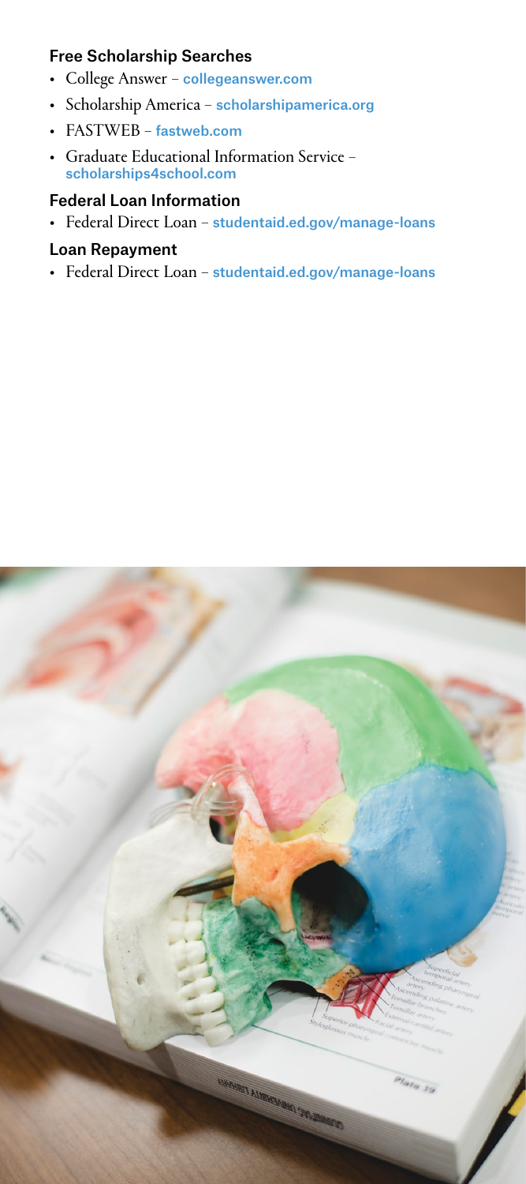### Free Scholarship Searches

- College Answer – **collegeanswer.com**
- Scholarship America – **scholarshipamerica.org**
- FASTWEB – **fastweb.com**
- Graduate Educational Information Service – **scholarships4school.com**

### Federal Loan Information

- Federal Direct Loan – **studentaid.ed.gov/manage-loans**

### Loan Repayment

- Federal Direct Loan – **studentaid.ed.gov/manage-loans**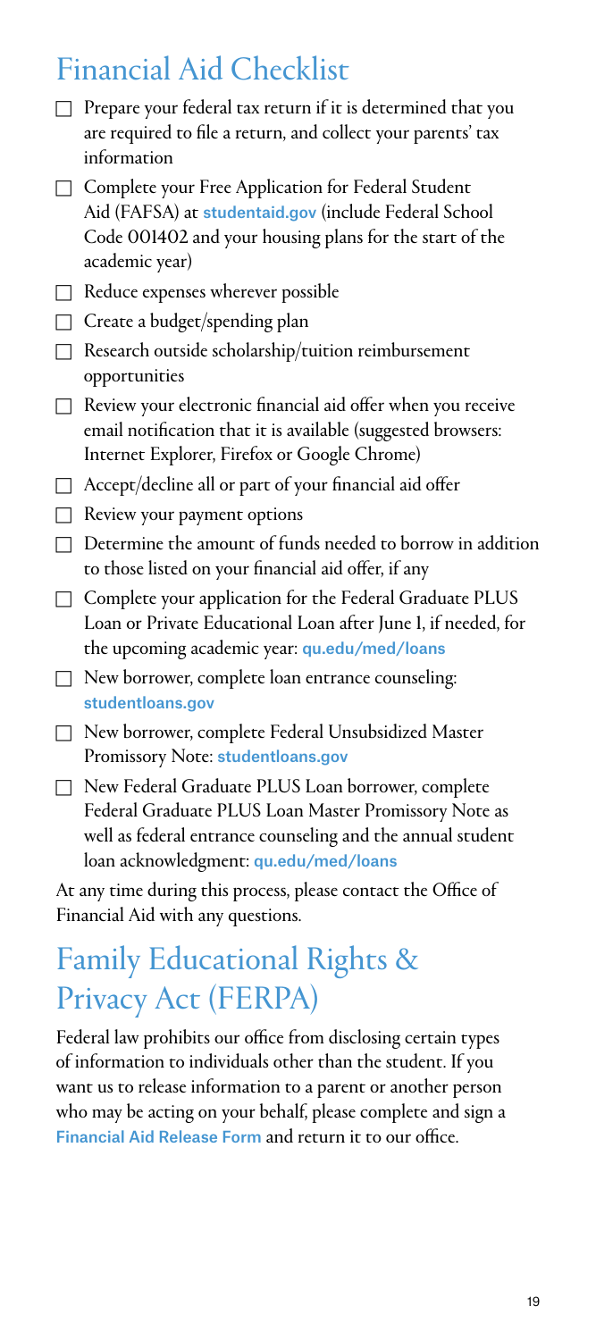## Financial Aid Checklist

- [ ] Prepare your federal tax return if it is determined that you are required to file a return, and collect your parents' tax information
- [ ] Complete your Free Application for Federal Student Aid (FAFSA) at **studentaid.gov** (include Federal School Code 001402 and your housing plans for the start of the academic year)
- [ ] Reduce expenses wherever possible
- [ ] Create a budget/spending plan
- [ ] Research outside scholarship/tuition reimbursement opportunities
- [ ] Review your electronic financial aid offer when you receive email notification that it is available (suggested browsers: Internet Explorer, Firefox or Google Chrome)
- [ ] Accept/decline all or part of your financial aid offer
- [ ] Review your payment options
- [ ] Determine the amount of funds needed to borrow in addition to those listed on your financial aid offer, if any
- [ ] Complete your application for the Federal Graduate PLUS Loan or Private Educational Loan after June 1, if needed, for the upcoming academic year: **qu.edu/med/loans**
- [ ] New borrower, complete loan entrance counseling: **studentloans.gov**
- [ ] New borrower, complete Federal Unsubsidized Master Promissory Note: **studentloans.gov**
- [ ] New Federal Graduate PLUS Loan borrower, complete Federal Graduate PLUS Loan Master Promissory Note as well as federal entrance counseling and the annual student loan acknowledgment: **qu.edu/med/loans**

At any time during this process, please contact the Office of Financial Aid with any questions.

## Family Educational Rights & Privacy Act (FERPA)

Federal law prohibits our office from disclosing certain types of information to individuals other than the student. If you want us to release information to a parent or another person who may be acting on your behalf, please complete and sign a **Financial Aid Release Form** and return it to our office.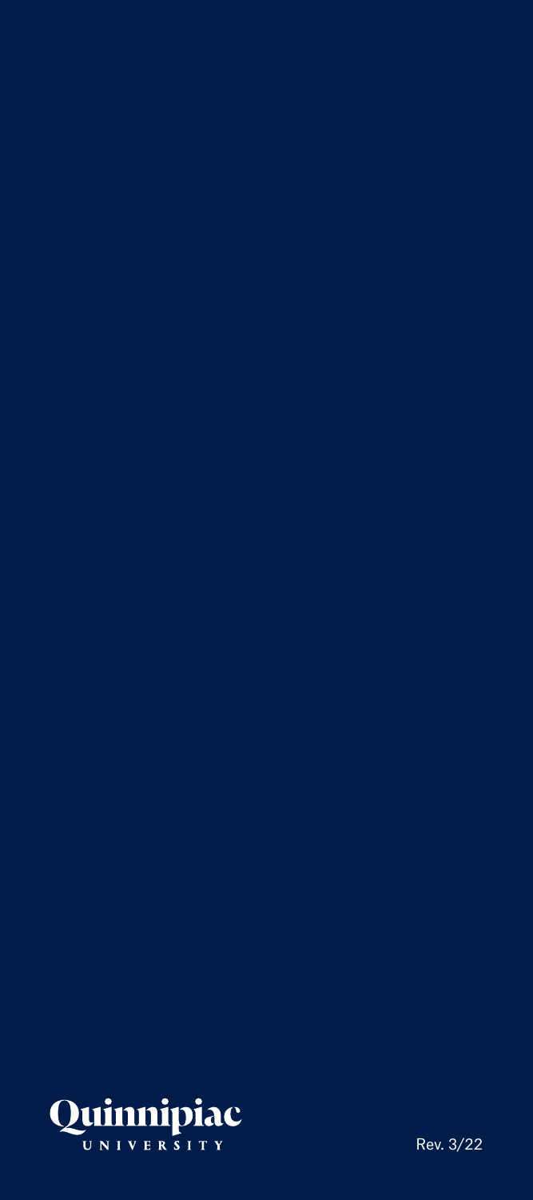Quinnipiac
UNIVERSITY

Rev. 3/22